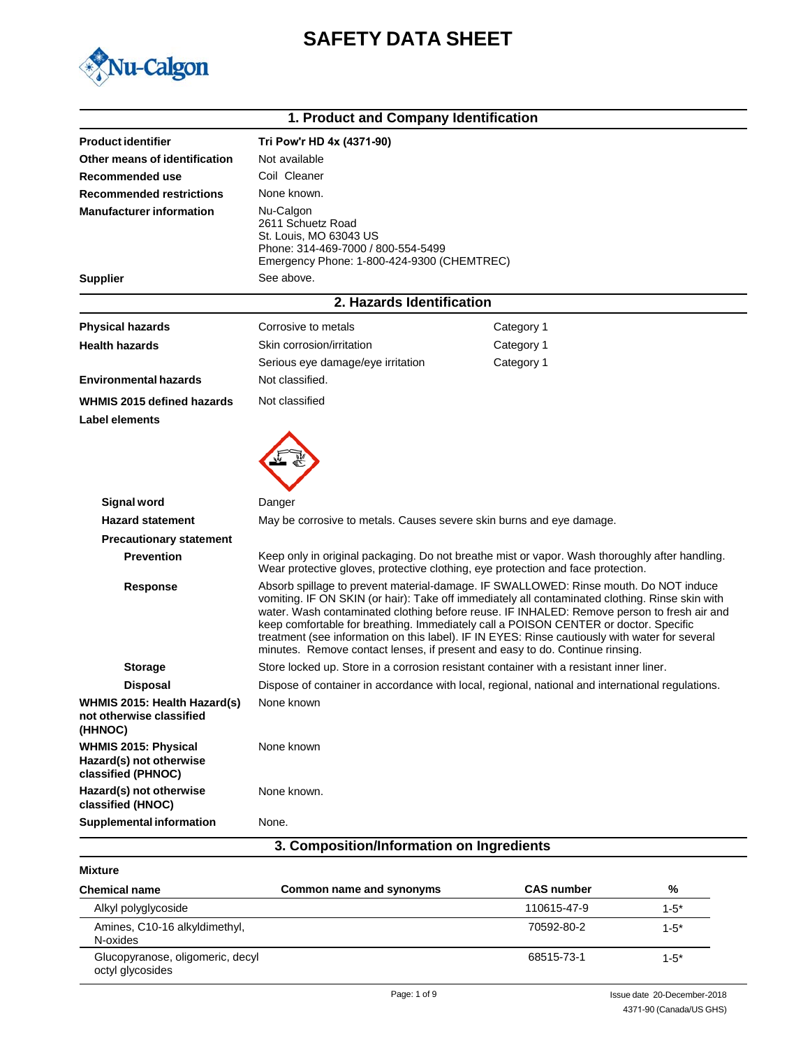# SAFETY DATA SHEET

## 1. Product and Company Identification

| | |
|---|---|
| **Product identifier** | **Tri Pow'r HD 4x (4371-90)** |
| **Other means of identification** | Not available |
| **Recommended use** | Coil Cleaner |
| **Recommended restrictions** | None known. |
| **Manufacturer information** | Nu-Calgon<br>2611 Schuetz Road<br>St. Louis, MO 63043 US<br>Phone: 314-469-7000 / 800-554-5499<br>Emergency Phone: 1-800-424-9300 (CHEMTREC) |
| **Supplier** | See above. |

## 2. Hazards Identification

| | | |
|---|---|---|
| **Physical hazards** | Corrosive to metals | Category 1 |
| **Health hazards** | Skin corrosion/irritation | Category 1 |
| | Serious eye damage/eye irritation | Category 1 |
| **Environmental hazards** | Not classified. | |
| **WHMIS 2015 defined hazards** | Not classified | |

**Label elements**

**Signal word** Danger

**Hazard statement** May be corrosive to metals. Causes severe skin burns and eye damage.

**Precautionary statement**

**Prevention** Keep only in original packaging. Do not breathe mist or vapor. Wash thoroughly after handling. Wear protective gloves, protective clothing, eye protection and face protection.

**Response** Absorb spillage to prevent material-damage. IF SWALLOWED: Rinse mouth. Do NOT induce vomiting. IF ON SKIN (or hair): Take off immediately all contaminated clothing. Rinse skin with water. Wash contaminated clothing before reuse. IF INHALED: Remove person to fresh air and keep comfortable for breathing. Immediately call a POISON CENTER or doctor. Specific treatment (see information on this label). IF IN EYES: Rinse cautiously with water for several minutes. Remove contact lenses, if present and easy to do. Continue rinsing.

**Storage** Store locked up. Store in a corrosion resistant container with a resistant inner liner.

**Disposal** Dispose of container in accordance with local, regional, national and international regulations.

**WHMIS 2015: Health Hazard(s) not otherwise classified (HHNOC)** None known

**WHMIS 2015: Physical Hazard(s) not otherwise classified (PHNOC)** None known

**Hazard(s) not otherwise classified (HNOC)** None known.

**Supplemental information** None.

## 3. Composition/Information on Ingredients

**Mixture**

| Chemical name | Common name and synonyms | CAS number | % |
|---|---|---|---|
| Alkyl polyglycoside | | 110615-47-9 | 1-5* |
| Amines, C10-16 alkyldimethyl, N-oxides | | 70592-80-2 | 1-5* |
| Glucopyranose, oligomeric, decyl octyl glycosides | | 68515-73-1 | 1-5* |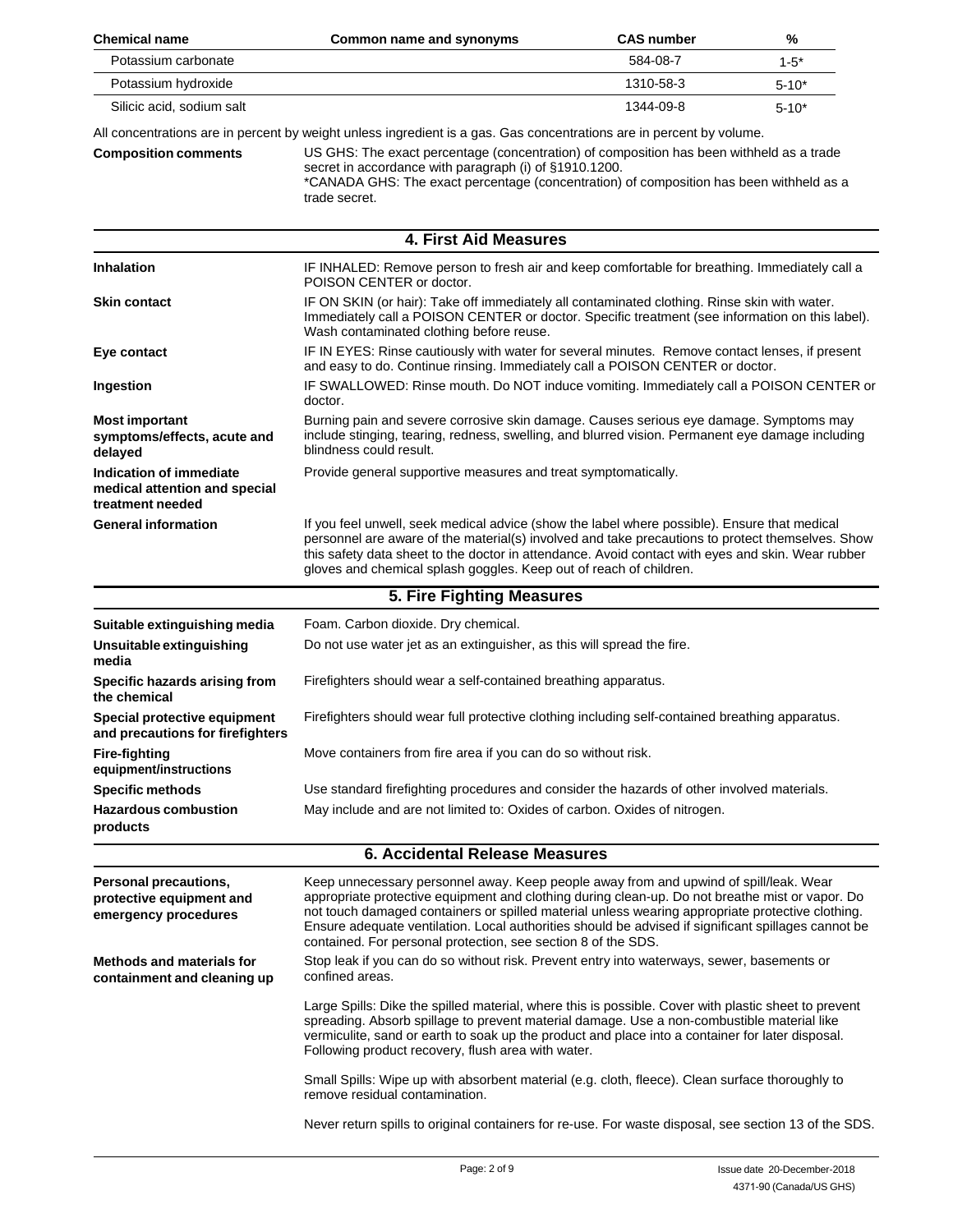| Chemical name | Common name and synonyms | CAS number | % |
|---|---|---|---|
| Potassium carbonate | | 584-08-7 | 1-5* |
| Potassium hydroxide | | 1310-58-3 | 5-10* |
| Silicic acid, sodium salt | | 1344-09-8 | 5-10* |

All concentrations are in percent by weight unless ingredient is a gas. Gas concentrations are in percent by volume.

**Composition comments** US GHS: The exact percentage (concentration) of composition has been withheld as a trade secret in accordance with paragraph (i) of §1910.1200.
*CANADA GHS: The exact percentage (concentration) of composition has been withheld as a trade secret.

## 4. First Aid Measures

**Inhalation** IF INHALED: Remove person to fresh air and keep comfortable for breathing. Immediately call a POISON CENTER or doctor.

**Skin contact** IF ON SKIN (or hair): Take off immediately all contaminated clothing. Rinse skin with water. Immediately call a POISON CENTER or doctor. Specific treatment (see information on this label). Wash contaminated clothing before reuse.

**Eye contact** IF IN EYES: Rinse cautiously with water for several minutes. Remove contact lenses, if present and easy to do. Continue rinsing. Immediately call a POISON CENTER or doctor.

**Ingestion** IF SWALLOWED: Rinse mouth. Do NOT induce vomiting. Immediately call a POISON CENTER or doctor.

**Most important symptoms/effects, acute and delayed** Burning pain and severe corrosive skin damage. Causes serious eye damage. Symptoms may include stinging, tearing, redness, swelling, and blurred vision. Permanent eye damage including blindness could result.

**Indication of immediate medical attention and special treatment needed** Provide general supportive measures and treat symptomatically.

**General information** If you feel unwell, seek medical advice (show the label where possible). Ensure that medical personnel are aware of the material(s) involved and take precautions to protect themselves. Show this safety data sheet to the doctor in attendance. Avoid contact with eyes and skin. Wear rubber gloves and chemical splash goggles. Keep out of reach of children.

## 5. Fire Fighting Measures

**Suitable extinguishing media** Foam. Carbon dioxide. Dry chemical.

**Unsuitable extinguishing media** Do not use water jet as an extinguisher, as this will spread the fire.

**Specific hazards arising from the chemical** Firefighters should wear a self-contained breathing apparatus.

**Special protective equipment and precautions for firefighters** Firefighters should wear full protective clothing including self-contained breathing apparatus.

**Fire-fighting equipment/instructions** Move containers from fire area if you can do so without risk.

**Specific methods** Use standard firefighting procedures and consider the hazards of other involved materials.

**Hazardous combustion products** May include and are not limited to: Oxides of carbon. Oxides of nitrogen.

## 6. Accidental Release Measures

**Personal precautions, protective equipment and emergency procedures** Keep unnecessary personnel away. Keep people away from and upwind of spill/leak. Wear appropriate protective equipment and clothing during clean-up. Do not breathe mist or vapor. Do not touch damaged containers or spilled material unless wearing appropriate protective clothing. Ensure adequate ventilation. Local authorities should be advised if significant spillages cannot be contained. For personal protection, see section 8 of the SDS.

**Methods and materials for containment and cleaning up** Stop leak if you can do so without risk. Prevent entry into waterways, sewer, basements or confined areas.

Large Spills: Dike the spilled material, where this is possible. Cover with plastic sheet to prevent spreading. Absorb spillage to prevent material damage. Use a non-combustible material like vermiculite, sand or earth to soak up the product and place into a container for later disposal. Following product recovery, flush area with water.

Small Spills: Wipe up with absorbent material (e.g. cloth, fleece). Clean surface thoroughly to remove residual contamination.

Never return spills to original containers for re-use. For waste disposal, see section 13 of the SDS.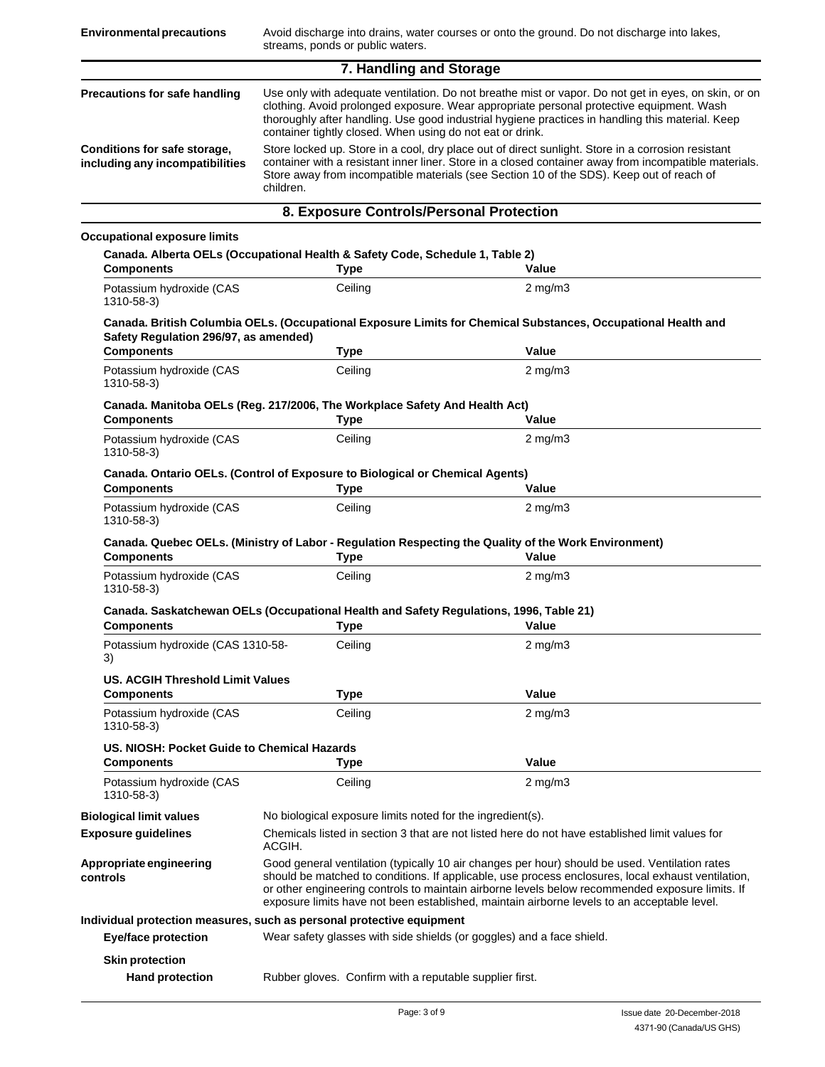**Environmental precautions** Avoid discharge into drains, water courses or onto the ground. Do not discharge into lakes, streams, ponds or public waters.

## 7. Handling and Storage

**Precautions for safe handling** Use only with adequate ventilation. Do not breathe mist or vapor. Do not get in eyes, on skin, or on clothing. Avoid prolonged exposure. Wear appropriate personal protective equipment. Wash thoroughly after handling. Use good industrial hygiene practices in handling this material. Keep container tightly closed. When using do not eat or drink.

**Conditions for safe storage, including any incompatibilities** Store locked up. Store in a cool, dry place out of direct sunlight. Store in a corrosion resistant container with a resistant inner liner. Store in a closed container away from incompatible materials. Store away from incompatible materials (see Section 10 of the SDS). Keep out of reach of children.

## 8. Exposure Controls/Personal Protection

**Occupational exposure limits**

**Canada. Alberta OELs (Occupational Health & Safety Code, Schedule 1, Table 2)**

| Components | Type | Value |
|---|---|---|
| Potassium hydroxide (CAS 1310-58-3) | Ceiling | 2 mg/m3 |

**Canada. British Columbia OELs. (Occupational Exposure Limits for Chemical Substances, Occupational Health and Safety Regulation 296/97, as amended)**

| Components | Type | Value |
|---|---|---|
| Potassium hydroxide (CAS 1310-58-3) | Ceiling | 2 mg/m3 |

**Canada. Manitoba OELs (Reg. 217/2006, The Workplace Safety And Health Act)**

| Components | Type | Value |
|---|---|---|
| Potassium hydroxide (CAS 1310-58-3) | Ceiling | 2 mg/m3 |

**Canada. Ontario OELs. (Control of Exposure to Biological or Chemical Agents)**

| Components | Type | Value |
|---|---|---|
| Potassium hydroxide (CAS 1310-58-3) | Ceiling | 2 mg/m3 |

**Canada. Quebec OELs. (Ministry of Labor - Regulation Respecting the Quality of the Work Environment)**

| Components | Type | Value |
|---|---|---|
| Potassium hydroxide (CAS 1310-58-3) | Ceiling | 2 mg/m3 |

**Canada. Saskatchewan OELs (Occupational Health and Safety Regulations, 1996, Table 21)**

| Components | Type | Value |
|---|---|---|
| Potassium hydroxide (CAS 1310-58-3) | Ceiling | 2 mg/m3 |

**US. ACGIH Threshold Limit Values**

| Components | Type | Value |
|---|---|---|
| Potassium hydroxide (CAS 1310-58-3) | Ceiling | 2 mg/m3 |

**US. NIOSH: Pocket Guide to Chemical Hazards**

| Components | Type | Value |
|---|---|---|
| Potassium hydroxide (CAS 1310-58-3) | Ceiling | 2 mg/m3 |

**Biological limit values** No biological exposure limits noted for the ingredient(s).

**Exposure guidelines** Chemicals listed in section 3 that are not listed here do not have established limit values for ACGIH.

**Appropriate engineering controls** Good general ventilation (typically 10 air changes per hour) should be used. Ventilation rates should be matched to conditions. If applicable, use process enclosures, local exhaust ventilation, or other engineering controls to maintain airborne levels below recommended exposure limits. If exposure limits have not been established, maintain airborne levels to an acceptable level.

**Individual protection measures, such as personal protective equipment**

**Eye/face protection** Wear safety glasses with side shields (or goggles) and a face shield.

**Skin protection**

**Hand protection** Rubber gloves. Confirm with a reputable supplier first.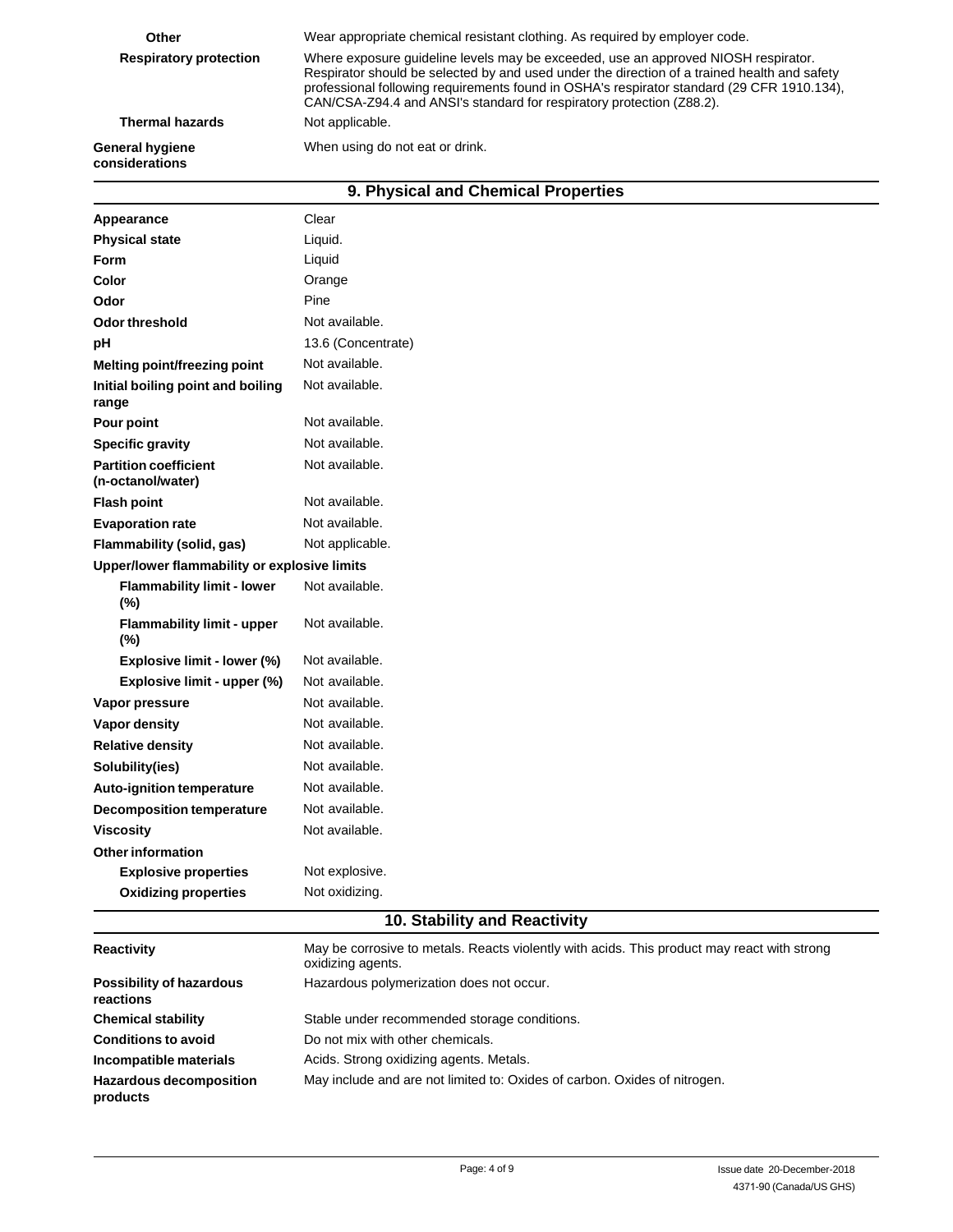| | |
|---|---|
| **Other** | Wear appropriate chemical resistant clothing. As required by employer code. |
| **Respiratory protection** | Where exposure guideline levels may be exceeded, use an approved NIOSH respirator. Respirator should be selected by and used under the direction of a trained health and safety professional following requirements found in OSHA's respirator standard (29 CFR 1910.134), CAN/CSA-Z94.4 and ANSI's standard for respiratory protection (Z88.2). |
| **Thermal hazards** | Not applicable. |
| **General hygiene considerations** | When using do not eat or drink. |

## 9. Physical and Chemical Properties

| | |
|---|---|
| **Appearance** | Clear |
| **Physical state** | Liquid. |
| **Form** | Liquid |
| **Color** | Orange |
| **Odor** | Pine |
| **Odor threshold** | Not available. |
| **pH** | 13.6 (Concentrate) |
| **Melting point/freezing point** | Not available. |
| **Initial boiling point and boiling range** | Not available. |
| **Pour point** | Not available. |
| **Specific gravity** | Not available. |
| **Partition coefficient (n-octanol/water)** | Not available. |
| **Flash point** | Not available. |
| **Evaporation rate** | Not available. |
| **Flammability (solid, gas)** | Not applicable. |
| **Upper/lower flammability or explosive limits** | |
| **Flammability limit - lower (%)** | Not available. |
| **Flammability limit - upper (%)** | Not available. |
| **Explosive limit - lower (%)** | Not available. |
| **Explosive limit - upper (%)** | Not available. |
| **Vapor pressure** | Not available. |
| **Vapor density** | Not available. |
| **Relative density** | Not available. |
| **Solubility(ies)** | Not available. |
| **Auto-ignition temperature** | Not available. |
| **Decomposition temperature** | Not available. |
| **Viscosity** | Not available. |
| **Other information** | |
| **Explosive properties** | Not explosive. |
| **Oxidizing properties** | Not oxidizing. |

## 10. Stability and Reactivity

| | |
|---|---|
| **Reactivity** | May be corrosive to metals. Reacts violently with acids. This product may react with strong oxidizing agents. |
| **Possibility of hazardous reactions** | Hazardous polymerization does not occur. |
| **Chemical stability** | Stable under recommended storage conditions. |
| **Conditions to avoid** | Do not mix with other chemicals. |
| **Incompatible materials** | Acids. Strong oxidizing agents. Metals. |
| **Hazardous decomposition products** | May include and are not limited to: Oxides of carbon. Oxides of nitrogen. |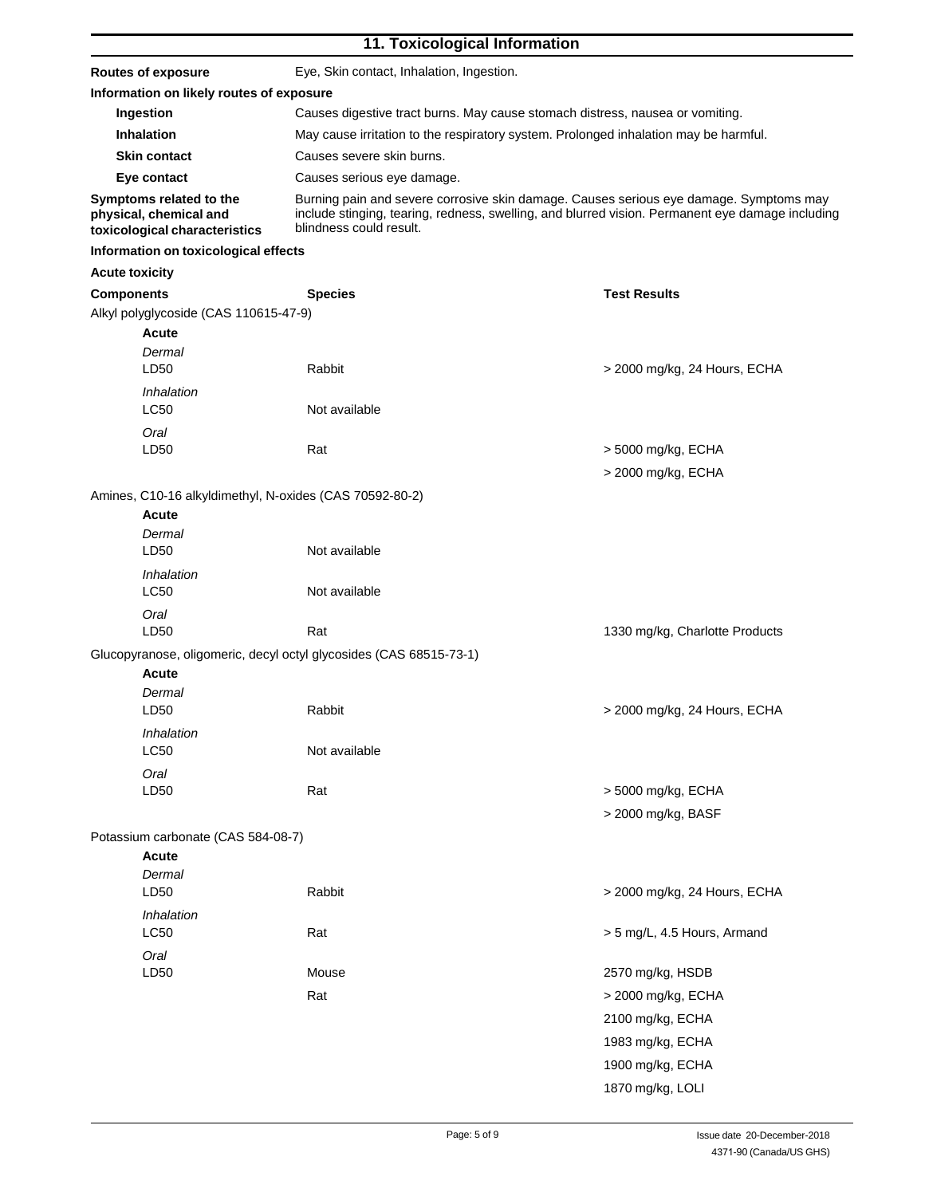## 11. Toxicological Information

**Routes of exposure** Eye, Skin contact, Inhalation, Ingestion.

**Information on likely routes of exposure**

**Ingestion** Causes digestive tract burns. May cause stomach distress, nausea or vomiting.

**Inhalation** May cause irritation to the respiratory system. Prolonged inhalation may be harmful.

**Skin contact** Causes severe skin burns.

**Eye contact** Causes serious eye damage.

**Symptoms related to the physical, chemical and toxicological characteristics** Burning pain and severe corrosive skin damage. Causes serious eye damage. Symptoms may include stinging, tearing, redness, swelling, and blurred vision. Permanent eye damage including blindness could result.

**Information on toxicological effects**

**Acute toxicity**

| Components | Species | Test Results |
|---|---|---|
| Alkyl polyglycoside (CAS 110615-47-9) | | |
| **Acute** | | |
| *Dermal* | | |
| LD50 | Rabbit | > 2000 mg/kg, 24 Hours, ECHA |
| *Inhalation* | | |
| LC50 | Not available | |
| *Oral* | | |
| LD50 | Rat | > 5000 mg/kg, ECHA |
| | | > 2000 mg/kg, ECHA |
| Amines, C10-16 alkyldimethyl, N-oxides (CAS 70592-80-2) | | |
| **Acute** | | |
| *Dermal* | | |
| LD50 | Not available | |
| *Inhalation* | | |
| LC50 | Not available | |
| *Oral* | | |
| LD50 | Rat | 1330 mg/kg, Charlotte Products |
| Glucopyranose, oligomeric, decyl octyl glycosides (CAS 68515-73-1) | | |
| **Acute** | | |
| *Dermal* | | |
| LD50 | Rabbit | > 2000 mg/kg, 24 Hours, ECHA |
| *Inhalation* | | |
| LC50 | Not available | |
| *Oral* | | |
| LD50 | Rat | > 5000 mg/kg, ECHA |
| | | > 2000 mg/kg, BASF |
| Potassium carbonate (CAS 584-08-7) | | |
| **Acute** | | |
| *Dermal* | | |
| LD50 | Rabbit | > 2000 mg/kg, 24 Hours, ECHA |
| *Inhalation* | | |
| LC50 | Rat | > 5 mg/L, 4.5 Hours, Armand |
| *Oral* | | |
| LD50 | Mouse | 2570 mg/kg, HSDB |
| | Rat | > 2000 mg/kg, ECHA |
| | | 2100 mg/kg, ECHA |
| | | 1983 mg/kg, ECHA |
| | | 1900 mg/kg, ECHA |
| | | 1870 mg/kg, LOLI |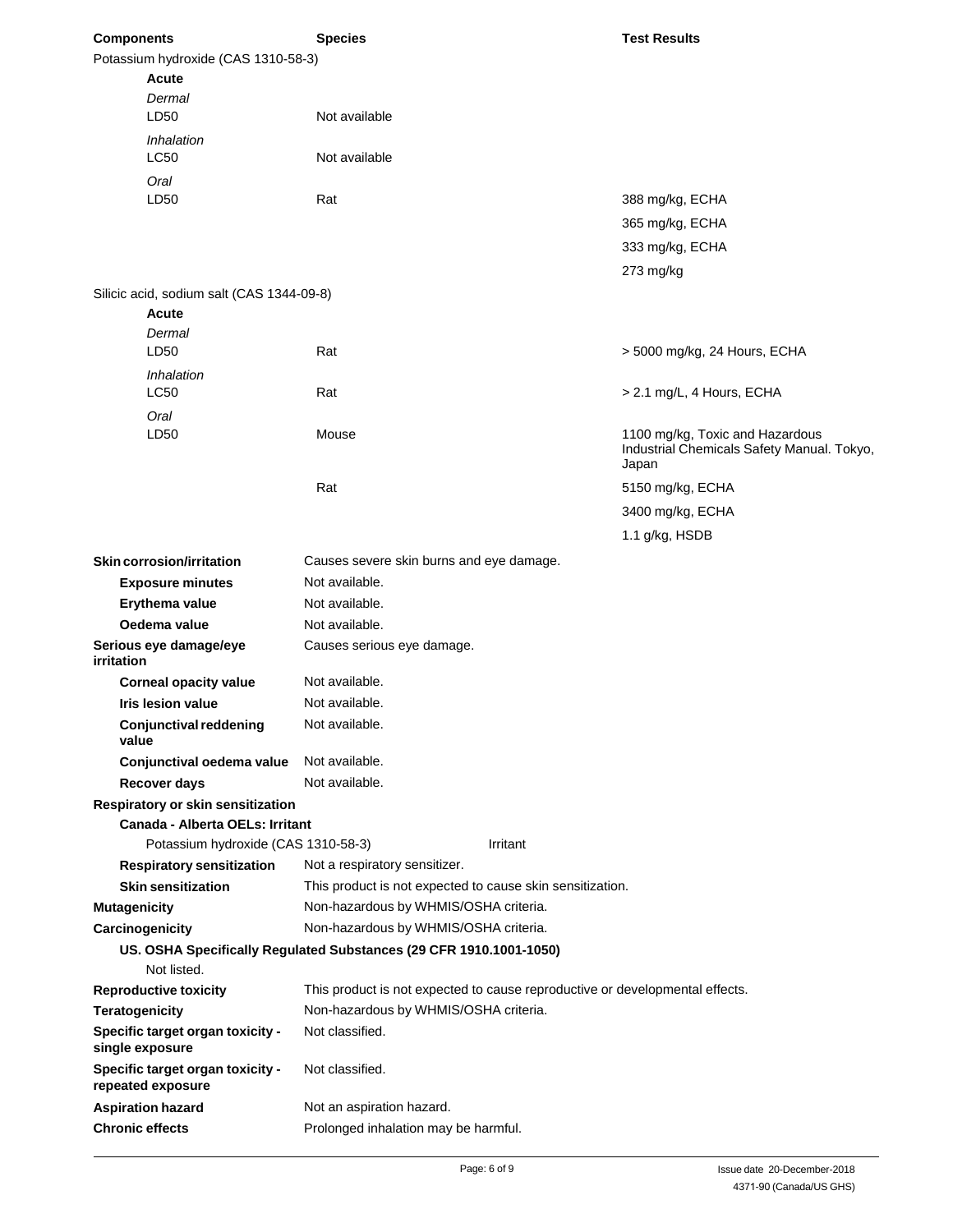| Components | Species | Test Results |
|---|---|---|
| Potassium hydroxide (CAS 1310-58-3) | | |
| **Acute** | | |
| *Dermal* | | |
| LD50 | Not available | |
| *Inhalation* | | |
| LC50 | Not available | |
| *Oral* | | |
| LD50 | Rat | 388 mg/kg, ECHA |
| | | 365 mg/kg, ECHA |
| | | 333 mg/kg, ECHA |
| | | 273 mg/kg |
| Silicic acid, sodium salt (CAS 1344-09-8) | | |
| **Acute** | | |
| *Dermal* | | |
| LD50 | Rat | > 5000 mg/kg, 24 Hours, ECHA |
| *Inhalation* | | |
| LC50 | Rat | > 2.1 mg/L, 4 Hours, ECHA |
| *Oral* | | |
| LD50 | Mouse | 1100 mg/kg, Toxic and Hazardous Industrial Chemicals Safety Manual. Tokyo, Japan |
| | Rat | 5150 mg/kg, ECHA |
| | | 3400 mg/kg, ECHA |
| | | 1.1 g/kg, HSDB |

**Skin corrosion/irritation** Causes severe skin burns and eye damage.

**Exposure minutes** Not available.

**Erythema value** Not available.

**Oedema value** Not available.

**Serious eye damage/eye irritation** Causes serious eye damage.

**Corneal opacity value** Not available.

**Iris lesion value** Not available.

**Conjunctival reddening value** Not available.

**Conjunctival oedema value** Not available.

**Recover days** Not available.

**Respiratory or skin sensitization**

**Canada - Alberta OELs: Irritant**

Potassium hydroxide (CAS 1310-58-3) Irritant

**Respiratory sensitization** Not a respiratory sensitizer.

**Skin sensitization** This product is not expected to cause skin sensitization.

**Mutagenicity** Non-hazardous by WHMIS/OSHA criteria.

**Carcinogenicity** Non-hazardous by WHMIS/OSHA criteria.

**US. OSHA Specifically Regulated Substances (29 CFR 1910.1001-1050)**

Not listed.

**Reproductive toxicity** This product is not expected to cause reproductive or developmental effects.

**Teratogenicity** Non-hazardous by WHMIS/OSHA criteria.

**Specific target organ toxicity - single exposure** Not classified.

**Specific target organ toxicity - repeated exposure** Not classified.

**Aspiration hazard** Not an aspiration hazard.

**Chronic effects** Prolonged inhalation may be harmful.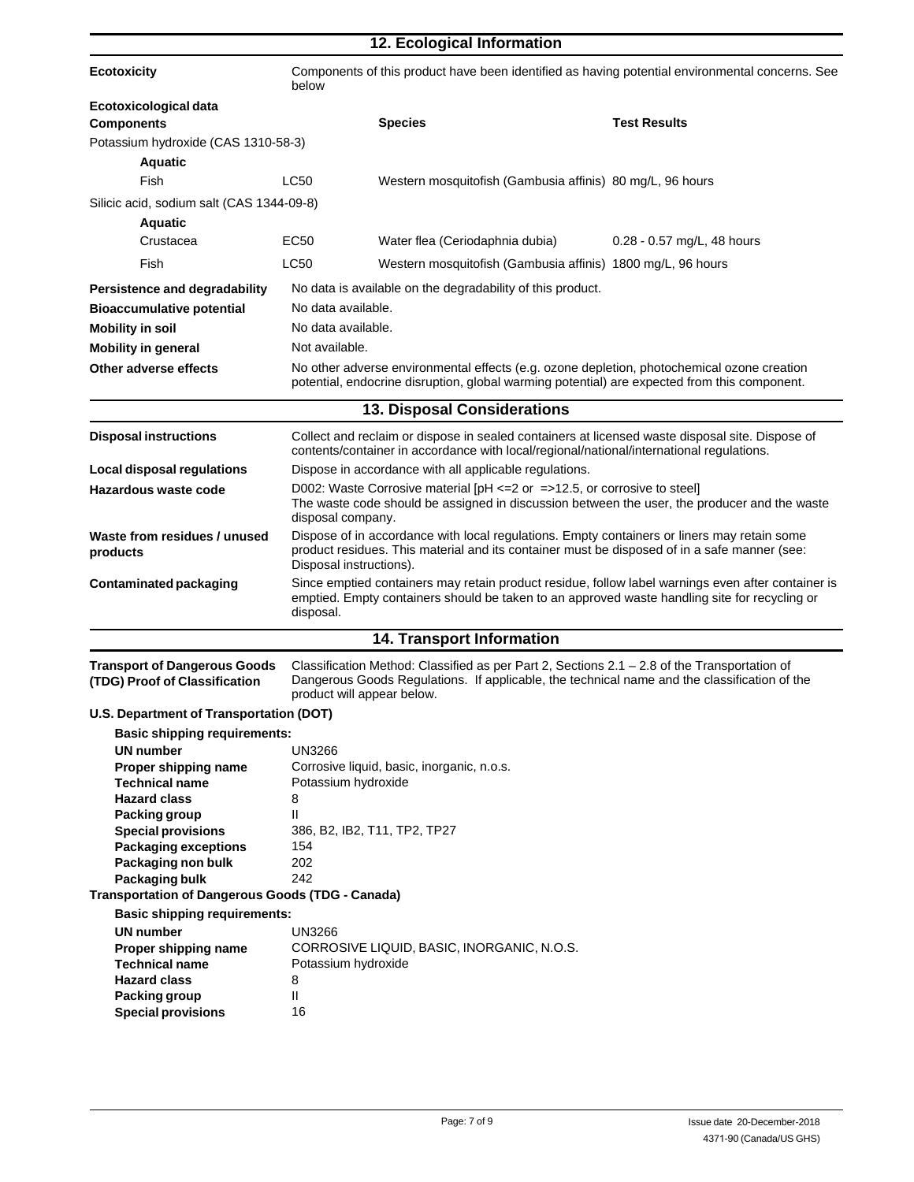## 12. Ecological Information

**Ecotoxicity** Components of this product have been identified as having potential environmental concerns. See below

**Ecotoxicological data**

| Components | | Species | Test Results |
|---|---|---|---|
| Potassium hydroxide (CAS 1310-58-3) | | | |
| **Aquatic** | | | |
| Fish | LC50 | Western mosquitofish (Gambusia affinis) | 80 mg/L, 96 hours |
| Silicic acid, sodium salt (CAS 1344-09-8) | | | |
| **Aquatic** | | | |
| Crustacea | EC50 | Water flea (Ceriodaphnia dubia) | 0.28 - 0.57 mg/L, 48 hours |
| Fish | LC50 | Western mosquitofish (Gambusia affinis) | 1800 mg/L, 96 hours |

**Persistence and degradability** No data is available on the degradability of this product.

**Bioaccumulative potential** No data available.

**Mobility in soil** No data available.

**Mobility in general** Not available.

**Other adverse effects** No other adverse environmental effects (e.g. ozone depletion, photochemical ozone creation potential, endocrine disruption, global warming potential) are expected from this component.

## 13. Disposal Considerations

**Disposal instructions** Collect and reclaim or dispose in sealed containers at licensed waste disposal site. Dispose of contents/container in accordance with local/regional/national/international regulations.

**Local disposal regulations** Dispose in accordance with all applicable regulations.

**Hazardous waste code** D002: Waste Corrosive material [pH <=2 or =>12.5, or corrosive to steel]
The waste code should be assigned in discussion between the user, the producer and the waste disposal company.

**Waste from residues / unused products** Dispose of in accordance with local regulations. Empty containers or liners may retain some product residues. This material and its container must be disposed of in a safe manner (see: Disposal instructions).

**Contaminated packaging** Since emptied containers may retain product residue, follow label warnings even after container is emptied. Empty containers should be taken to an approved waste handling site for recycling or disposal.

## 14. Transport Information

**Transport of Dangerous Goods (TDG) Proof of Classification** Classification Method: Classified as per Part 2, Sections 2.1 – 2.8 of the Transportation of Dangerous Goods Regulations. If applicable, the technical name and the classification of the product will appear below.

**U.S. Department of Transportation (DOT)**

**Basic shipping requirements:**

| | |
|---|---|
| **UN number** | UN3266 |
| **Proper shipping name** | Corrosive liquid, basic, inorganic, n.o.s. |
| **Technical name** | Potassium hydroxide |
| **Hazard class** | 8 |
| **Packing group** | II |
| **Special provisions** | 386, B2, IB2, T11, TP2, TP27 |
| **Packaging exceptions** | 154 |
| **Packaging non bulk** | 202 |
| **Packaging bulk** | 242 |

**Transportation of Dangerous Goods (TDG - Canada)**

**Basic shipping requirements:**

| | |
|---|---|
| **UN number** | UN3266 |
| **Proper shipping name** | CORROSIVE LIQUID, BASIC, INORGANIC, N.O.S. |
| **Technical name** | Potassium hydroxide |
| **Hazard class** | 8 |
| **Packing group** | II |
| **Special provisions** | 16 |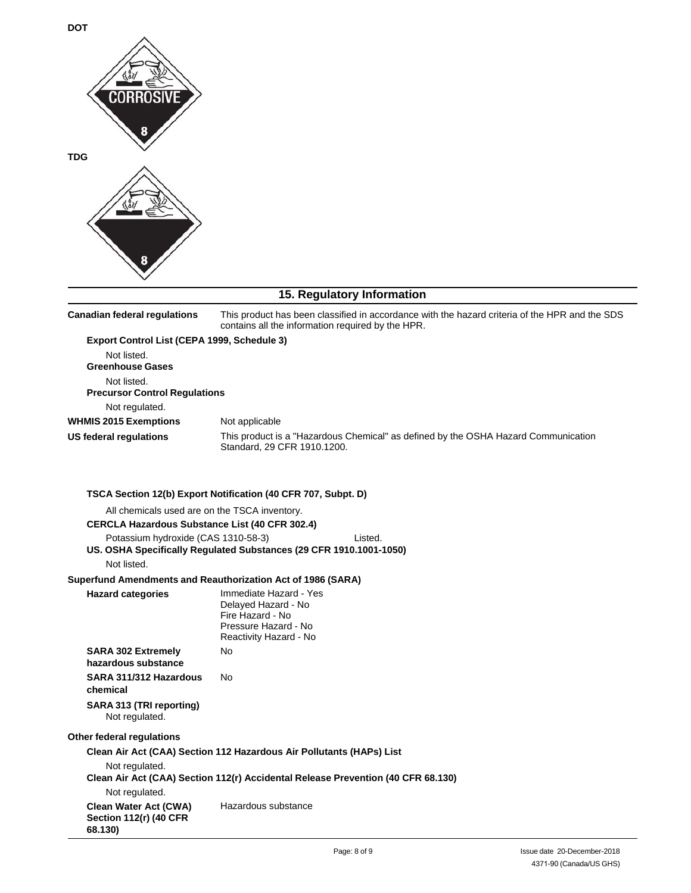**DOT**

CORROSIVE

8

**TDG**

8

## 15. Regulatory Information

**Canadian federal regulations** This product has been classified in accordance with the hazard criteria of the HPR and the SDS contains all the information required by the HPR.

**Export Control List (CEPA 1999, Schedule 3)**

Not listed.

**Greenhouse Gases**

Not listed.

**Precursor Control Regulations**

Not regulated.

**WHMIS 2015 Exemptions** Not applicable

**US federal regulations** This product is a "Hazardous Chemical" as defined by the OSHA Hazard Communication Standard, 29 CFR 1910.1200.

**TSCA Section 12(b) Export Notification (40 CFR 707, Subpt. D)**

All chemicals used are on the TSCA inventory.

**CERCLA Hazardous Substance List (40 CFR 302.4)**

Potassium hydroxide (CAS 1310-58-3) Listed.

**US. OSHA Specifically Regulated Substances (29 CFR 1910.1001-1050)**

Not listed.

**Superfund Amendments and Reauthorization Act of 1986 (SARA)**

**Hazard categories**
Immediate Hazard - Yes
Delayed Hazard - No
Fire Hazard - No
Pressure Hazard - No
Reactivity Hazard - No

**SARA 302 Extremely hazardous substance** No

**SARA 311/312 Hazardous chemical** No

**SARA 313 (TRI reporting)**

Not regulated.

**Other federal regulations**

**Clean Air Act (CAA) Section 112 Hazardous Air Pollutants (HAPs) List**

Not regulated.

**Clean Air Act (CAA) Section 112(r) Accidental Release Prevention (40 CFR 68.130)**

Not regulated.

**Clean Water Act (CWA) Section 112(r) (40 CFR 68.130)** Hazardous substance

Issue date 20-December-2018

4371-90 (Canada/US GHS)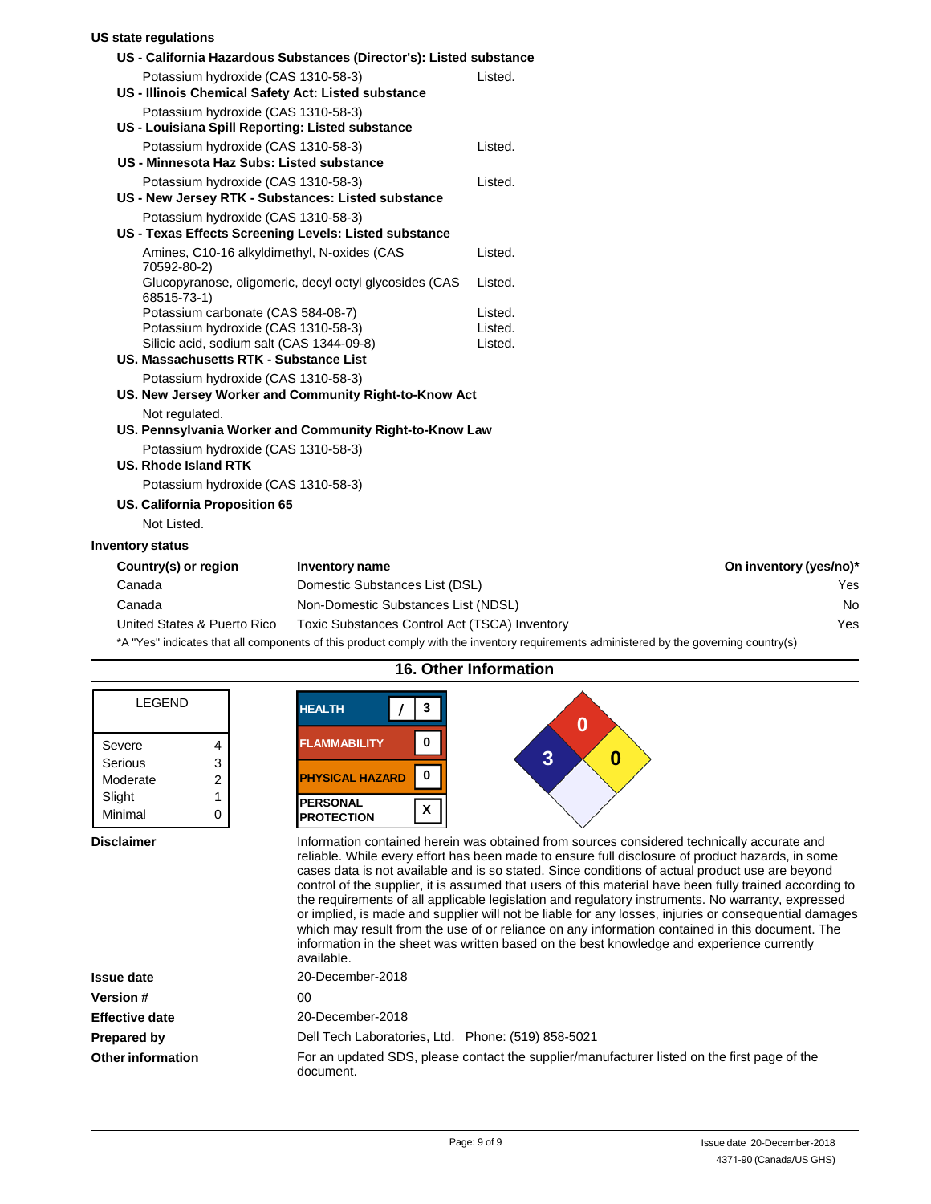**US state regulations**

**US - California Hazardous Substances (Director's): Listed substance**

| | |
|---|---|
| Potassium hydroxide (CAS 1310-58-3) | Listed. |

**US - Illinois Chemical Safety Act: Listed substance**

Potassium hydroxide (CAS 1310-58-3)

**US - Louisiana Spill Reporting: Listed substance**

| | |
|---|---|
| Potassium hydroxide (CAS 1310-58-3) | Listed. |

**US - Minnesota Haz Subs: Listed substance**

| | |
|---|---|
| Potassium hydroxide (CAS 1310-58-3) | Listed. |

**US - New Jersey RTK - Substances: Listed substance**

Potassium hydroxide (CAS 1310-58-3)

**US - Texas Effects Screening Levels: Listed substance**

| | |
|---|---|
| Amines, C10-16 alkyldimethyl, N-oxides (CAS 70592-80-2) | Listed. |
| Glucopyranose, oligomeric, decyl octyl glycosides (CAS 68515-73-1) | Listed. |
| Potassium carbonate (CAS 584-08-7) | Listed. |
| Potassium hydroxide (CAS 1310-58-3) | Listed. |
| Silicic acid, sodium salt (CAS 1344-09-8) | Listed. |

**US. Massachusetts RTK - Substance List**

Potassium hydroxide (CAS 1310-58-3)

**US. New Jersey Worker and Community Right-to-Know Act**

Not regulated.

**US. Pennsylvania Worker and Community Right-to-Know Law**

Potassium hydroxide (CAS 1310-58-3)

**US. Rhode Island RTK**

Potassium hydroxide (CAS 1310-58-3)

**US. California Proposition 65**

Not Listed.

**Inventory status**

| Country(s) or region | Inventory name | On inventory (yes/no)* |
|---|---|---|
| Canada | Domestic Substances List (DSL) | Yes |
| Canada | Non-Domestic Substances List (NDSL) | No |
| United States & Puerto Rico | Toxic Substances Control Act (TSCA) Inventory | Yes |

*A "Yes" indicates that all components of this product comply with the inventory requirements administered by the governing country(s)

## 16. Other Information

| LEGEND | |
|---|---|
| Severe | 4 |
| Serious | 3 |
| Moderate | 2 |
| Slight | 1 |
| Minimal | 0 |

| | |
|---|---|
| HEALTH | / 3 |
| FLAMMABILITY | 0 |
| PHYSICAL HAZARD | 0 |
| PERSONAL PROTECTION | X |

0
3
0

**Disclaimer**

Information contained herein was obtained from sources considered technically accurate and reliable. While every effort has been made to ensure full disclosure of product hazards, in some cases data is not available and is so stated. Since conditions of actual product use are beyond control of the supplier, it is assumed that users of this material have been fully trained according to the requirements of all applicable legislation and regulatory instruments. No warranty, expressed or implied, is made and supplier will not be liable for any losses, injuries or consequential damages which may result from the use of or reliance on any information contained in this document. The information in the sheet was written based on the best knowledge and experience currently available.

| | |
|---|---|
| **Issue date** | 20-December-2018 |
| **Version #** | 00 |
| **Effective date** | 20-December-2018 |
| **Prepared by** | Dell Tech Laboratories, Ltd. Phone: (519) 858-5021 |
| **Other information** | For an updated SDS, please contact the supplier/manufacturer listed on the first page of the document. |